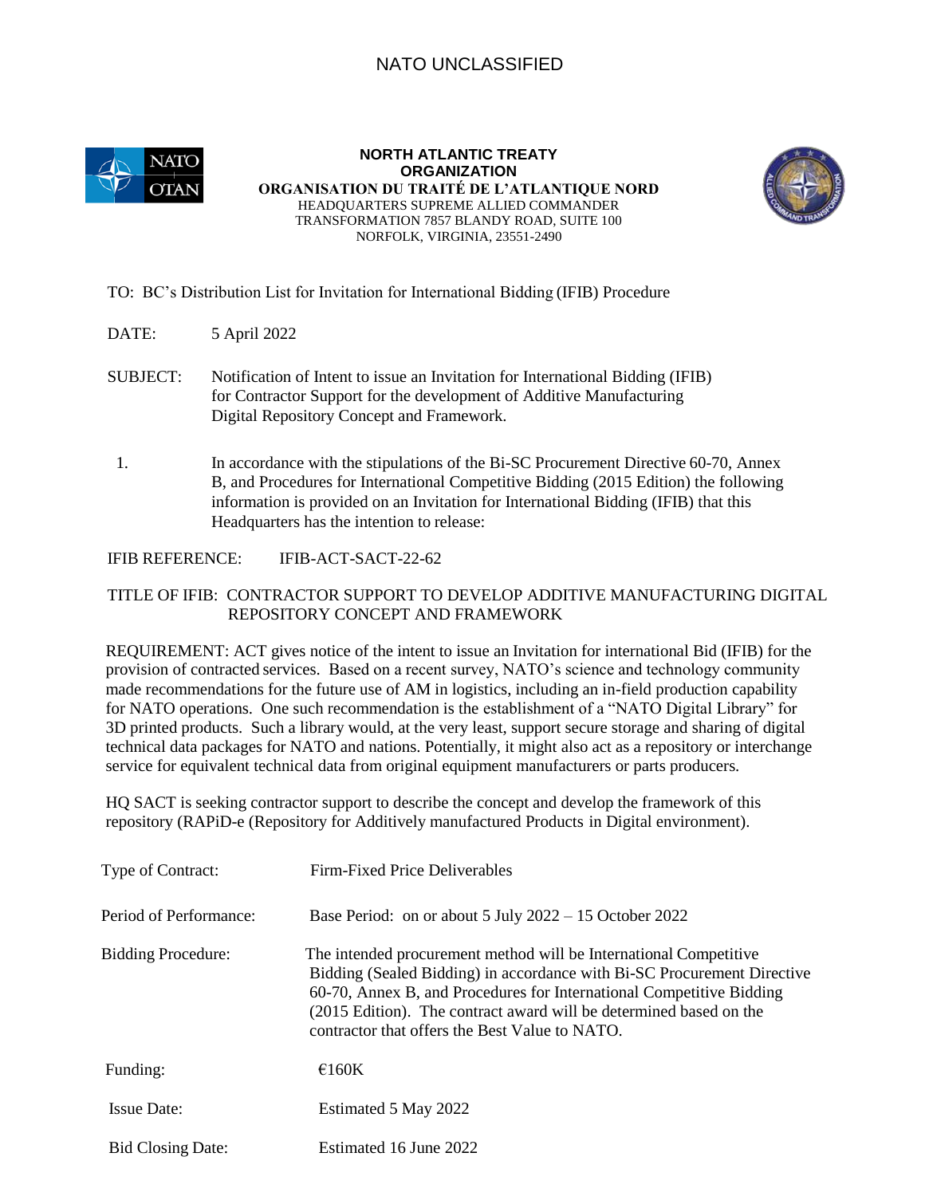NATO UNCLASSIFIED

**NORTH ATLANTIC TREATY ORGANIZATION**
**ORGANISATION DU TRAITÉ DE L'ATLANTIQUE NORD**
HEADQUARTERS SUPREME ALLIED COMMANDER TRANSFORMATION 7857 BLANDY ROAD, SUITE 100
NORFOLK, VIRGINIA, 23551-2490

TO: BC's Distribution List for Invitation for International Bidding (IFIB) Procedure

DATE: 5 April 2022

SUBJECT: Notification of Intent to issue an Invitation for International Bidding (IFIB) for Contractor Support for the development of Additive Manufacturing Digital Repository Concept and Framework.

1. In accordance with the stipulations of the Bi-SC Procurement Directive 60-70, Annex B, and Procedures for International Competitive Bidding (2015 Edition) the following information is provided on an Invitation for International Bidding (IFIB) that this Headquarters has the intention to release:

IFIB REFERENCE: IFIB-ACT-SACT-22-62

TITLE OF IFIB: CONTRACTOR SUPPORT TO DEVELOP ADDITIVE MANUFACTURING DIGITAL REPOSITORY CONCEPT AND FRAMEWORK

REQUIREMENT: ACT gives notice of the intent to issue an Invitation for international Bid (IFIB) for the provision of contracted services. Based on a recent survey, NATO's science and technology community made recommendations for the future use of AM in logistics, including an in-field production capability for NATO operations. One such recommendation is the establishment of a "NATO Digital Library" for 3D printed products. Such a library would, at the very least, support secure storage and sharing of digital technical data packages for NATO and nations. Potentially, it might also act as a repository or interchange service for equivalent technical data from original equipment manufacturers or parts producers.

HQ SACT is seeking contractor support to describe the concept and develop the framework of this repository (RAPiD-e (Repository for Additively manufactured Products in Digital environment).

| | |
|---|---|
| Type of Contract: | Firm-Fixed Price Deliverables |
| Period of Performance: | Base Period: on or about 5 July 2022 – 15 October 2022 |
| Bidding Procedure: | The intended procurement method will be International Competitive Bidding (Sealed Bidding) in accordance with Bi-SC Procurement Directive 60-70, Annex B, and Procedures for International Competitive Bidding (2015 Edition). The contract award will be determined based on the contractor that offers the Best Value to NATO. |
| Funding: | €160K |
| Issue Date: | Estimated 5 May 2022 |
| Bid Closing Date: | Estimated 16 June 2022 |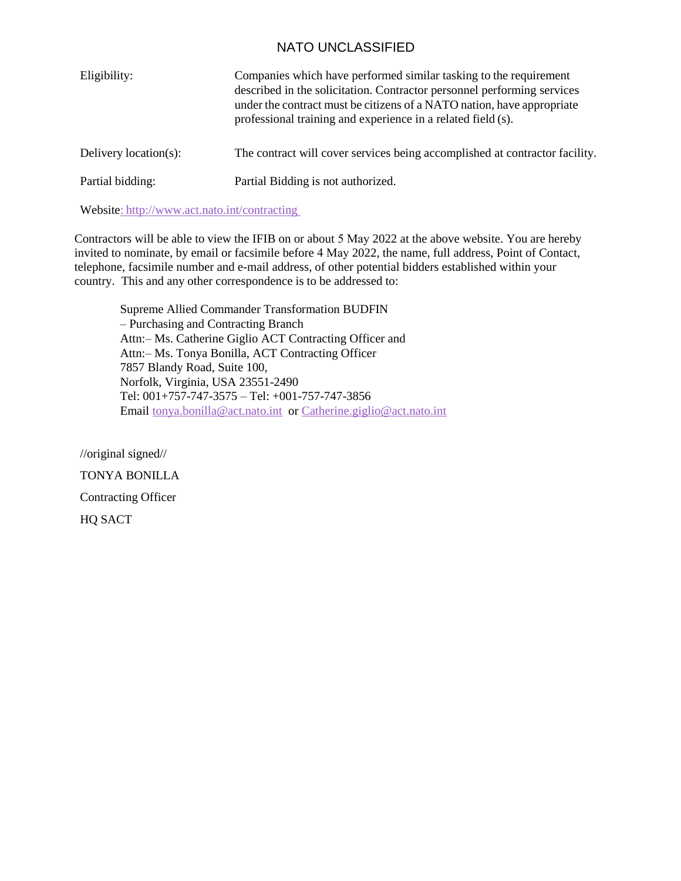NATO UNCLASSIFIED

| | |
|---|---|
| Eligibility: | Companies which have performed similar tasking to the requirement described in the solicitation. Contractor personnel performing services under the contract must be citizens of a NATO nation, have appropriate professional training and experience in a related field (s). |
| Delivery location(s): | The contract will cover services being accomplished at contractor facility. |
| Partial bidding: | Partial Bidding is not authorized. |

Website: http://www.act.nato.int/contracting

Contractors will be able to view the IFIB on or about 5 May 2022 at the above website. You are hereby invited to nominate, by email or facsimile before 4 May 2022, the name, full address, Point of Contact, telephone, facsimile number and e-mail address, of other potential bidders established within your country. This and any other correspondence is to be addressed to:

> Supreme Allied Commander Transformation BUDFIN
> – Purchasing and Contracting Branch
> Attn:– Ms. Catherine Giglio ACT Contracting Officer and
> Attn:– Ms. Tonya Bonilla, ACT Contracting Officer
> 7857 Blandy Road, Suite 100,
> Norfolk, Virginia, USA 23551-2490
> Tel: 001+757-747-3575 – Tel: +001-757-747-3856
> Email tonya.bonilla@act.nato.int or Catherine.giglio@act.nato.int

//original signed//

TONYA BONILLA

Contracting Officer

HQ SACT